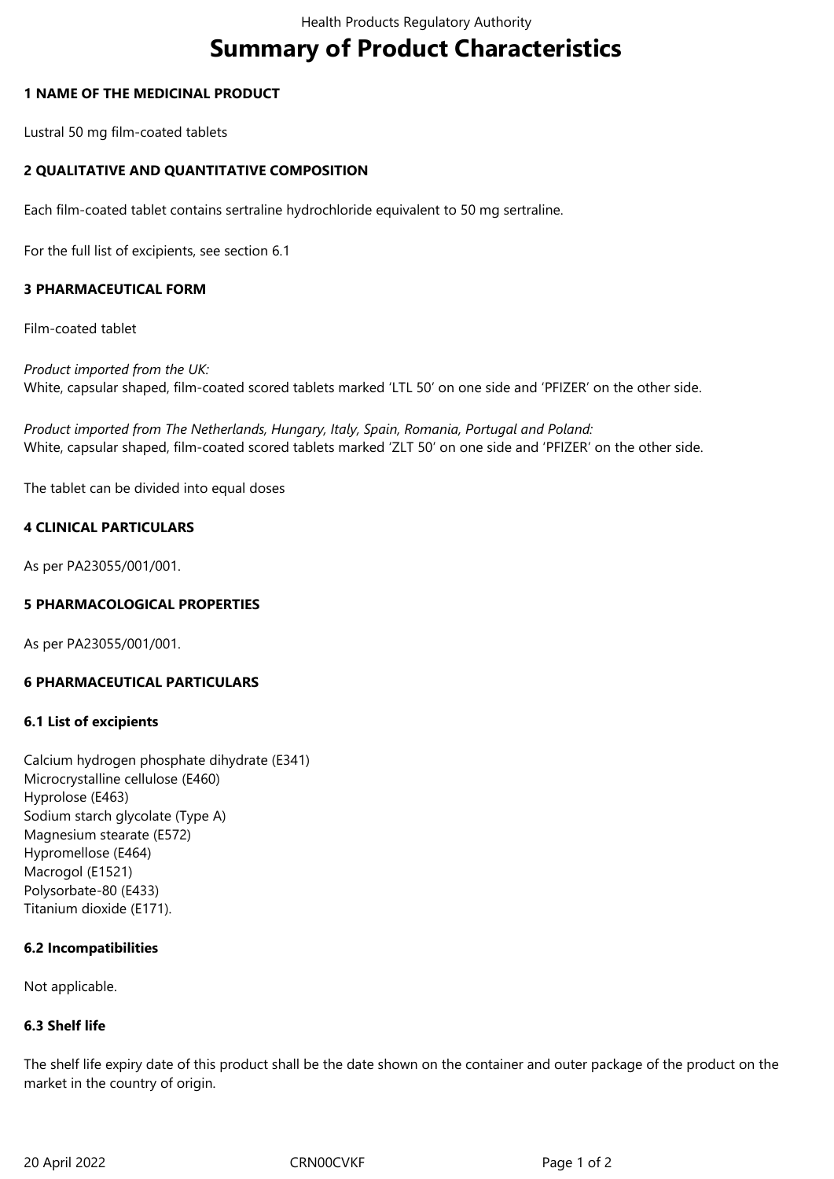# Summary of Product Characteristics

## 1 NAME OF THE MEDICINAL PRODUCT

Lustral 50 mg film-coated tablets

## 2 QUALITATIVE AND QUANTITATIVE COMPOSITION

Each film-coated tablet contains sertraline hydrochloride equivalent to 50 mg sertraline.

For the full list of excipients, see section 6.1

## 3 PHARMACEUTICAL FORM

Film-coated tablet

*Product imported from the UK:*
White, capsular shaped, film-coated scored tablets marked 'LTL 50' on one side and 'PFIZER' on the other side.

*Product imported from The Netherlands, Hungary, Italy, Spain, Romania, Portugal and Poland:*
White, capsular shaped, film-coated scored tablets marked 'ZLT 50' on one side and 'PFIZER' on the other side.

The tablet can be divided into equal doses

## 4 CLINICAL PARTICULARS

As per PA23055/001/001.

## 5 PHARMACOLOGICAL PROPERTIES

As per PA23055/001/001.

## 6 PHARMACEUTICAL PARTICULARS

### 6.1 List of excipients

Calcium hydrogen phosphate dihydrate (E341)
Microcrystalline cellulose (E460)
Hyprolose (E463)
Sodium starch glycolate (Type A)
Magnesium stearate (E572)
Hypromellose (E464)
Macrogol (E1521)
Polysorbate-80 (E433)
Titanium dioxide (E171).

### 6.2 Incompatibilities

Not applicable.

### 6.3 Shelf life

The shelf life expiry date of this product shall be the date shown on the container and outer package of the product on the market in the country of origin.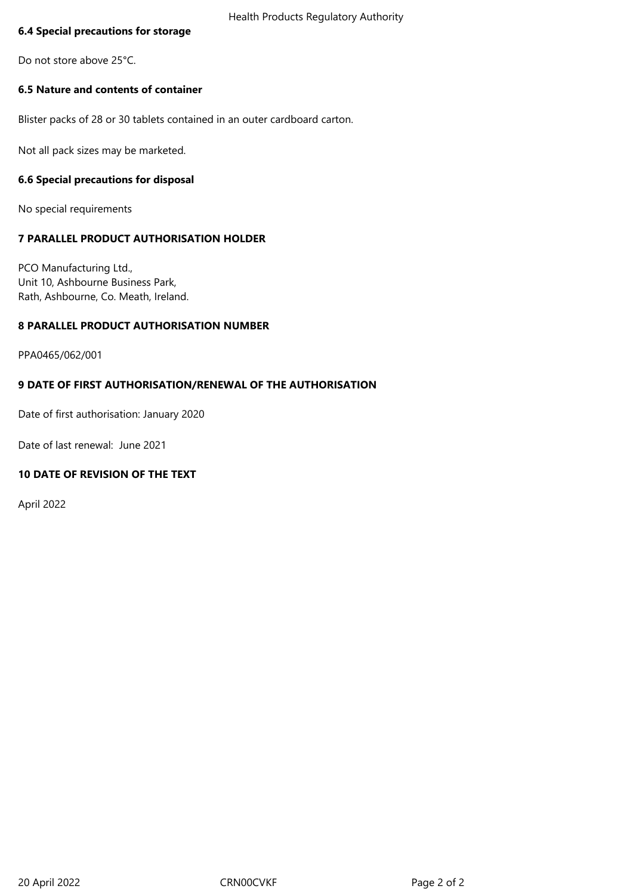### 6.4 Special precautions for storage

Do not store above 25°C.

### 6.5 Nature and contents of container

Blister packs of 28 or 30 tablets contained in an outer cardboard carton.

Not all pack sizes may be marketed.

### 6.6 Special precautions for disposal

No special requirements

## 7 PARALLEL PRODUCT AUTHORISATION HOLDER

PCO Manufacturing Ltd.,
Unit 10, Ashbourne Business Park,
Rath, Ashbourne, Co. Meath, Ireland.

## 8 PARALLEL PRODUCT AUTHORISATION NUMBER

PPA0465/062/001

## 9 DATE OF FIRST AUTHORISATION/RENEWAL OF THE AUTHORISATION

Date of first authorisation: January 2020

Date of last renewal: June 2021

## 10 DATE OF REVISION OF THE TEXT

April 2022